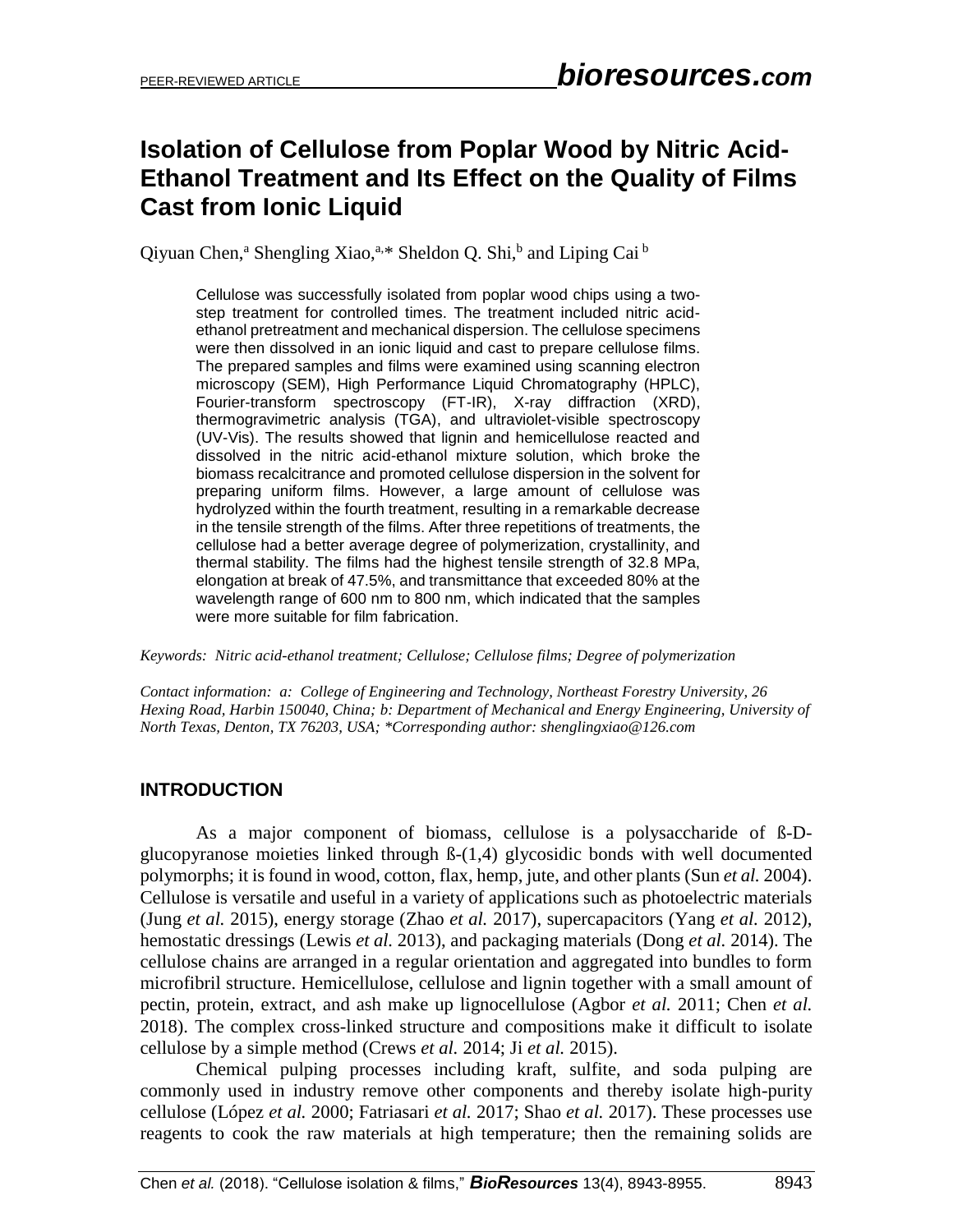# Isolation of Cellulose from Poplar Wood by Nitric Acid-Ethanol Treatment and Its Effect on the Quality of Films Cast from Ionic Liquid

Qiyuan Chen,[a] Shengling Xiao,[a,]* Sheldon Q. Shi,[b] and Liping Cai [b]

Cellulose was successfully isolated from poplar wood chips using a two-step treatment for controlled times. The treatment included nitric acid-ethanol pretreatment and mechanical dispersion. The cellulose specimens were then dissolved in an ionic liquid and cast to prepare cellulose films. The prepared samples and films were examined using scanning electron microscopy (SEM), High Performance Liquid Chromatography (HPLC), Fourier-transform spectroscopy (FT-IR), X-ray diffraction (XRD), thermogravimetric analysis (TGA), and ultraviolet-visible spectroscopy (UV-Vis). The results showed that lignin and hemicellulose reacted and dissolved in the nitric acid-ethanol mixture solution, which broke the biomass recalcitrance and promoted cellulose dispersion in the solvent for preparing uniform films. However, a large amount of cellulose was hydrolyzed within the fourth treatment, resulting in a remarkable decrease in the tensile strength of the films. After three repetitions of treatments, the cellulose had a better average degree of polymerization, crystallinity, and thermal stability. The films had the highest tensile strength of 32.8 MPa, elongation at break of 47.5%, and transmittance that exceeded 80% at the wavelength range of 600 nm to 800 nm, which indicated that the samples were more suitable for film fabrication.

*Keywords: Nitric acid-ethanol treatment; Cellulose; Cellulose films; Degree of polymerization*

*Contact information: a: College of Engineering and Technology, Northeast Forestry University, 26 Hexing Road, Harbin 150040, China; b: Department of Mechanical and Energy Engineering, University of North Texas, Denton, TX 76203, USA; *Corresponding author: shenglingxiao@126.com*

## INTRODUCTION

As a major component of biomass, cellulose is a polysaccharide of ß-D-glucopyranose moieties linked through ß-(1,4) glycosidic bonds with well documented polymorphs; it is found in wood, cotton, flax, hemp, jute, and other plants (Sun *et al.* 2004). Cellulose is versatile and useful in a variety of applications such as photoelectric materials (Jung *et al.* 2015), energy storage (Zhao *et al.* 2017), supercapacitors (Yang *et al.* 2012), hemostatic dressings (Lewis *et al.* 2013), and packaging materials (Dong *et al.* 2014). The cellulose chains are arranged in a regular orientation and aggregated into bundles to form microfibril structure. Hemicellulose, cellulose and lignin together with a small amount of pectin, protein, extract, and ash make up lignocellulose (Agbor *et al.* 2011; Chen *et al.* 2018). The complex cross-linked structure and compositions make it difficult to isolate cellulose by a simple method (Crews *et al.* 2014; Ji *et al.* 2015).

Chemical pulping processes including kraft, sulfite, and soda pulping are commonly used in industry remove other components and thereby isolate high-purity cellulose (López *et al.* 2000; Fatriasari *et al.* 2017; Shao *et al.* 2017). These processes use reagents to cook the raw materials at high temperature; then the remaining solids are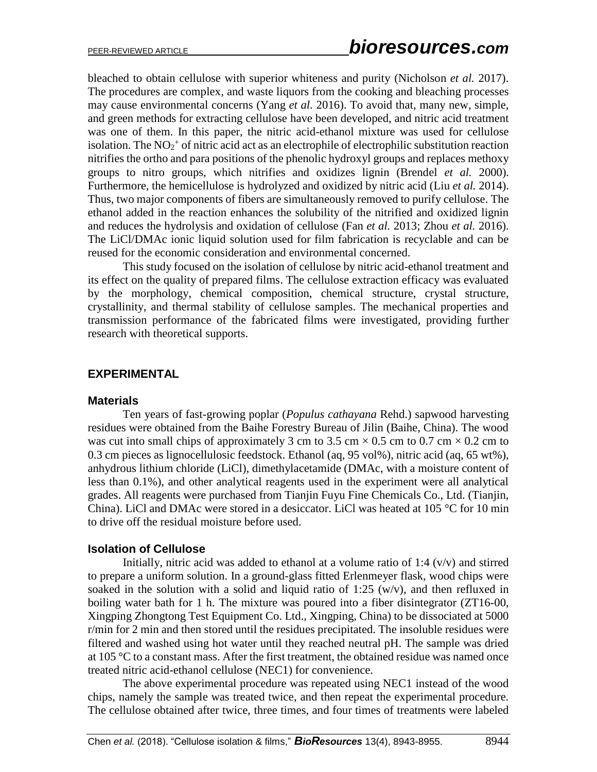bleached to obtain cellulose with superior whiteness and purity (Nicholson *et al.* 2017). The procedures are complex, and waste liquors from the cooking and bleaching processes may cause environmental concerns (Yang *et al.* 2016). To avoid that, many new, simple, and green methods for extracting cellulose have been developed, and nitric acid treatment was one of them. In this paper, the nitric acid-ethanol mixture was used for cellulose isolation. The $NO_2^+$ of nitric acid act as an electrophile of electrophilic substitution reaction nitrifies the ortho and para positions of the phenolic hydroxyl groups and replaces methoxy groups to nitro groups, which nitrifies and oxidizes lignin (Brendel *et al.* 2000). Furthermore, the hemicellulose is hydrolyzed and oxidized by nitric acid (Liu *et al.* 2014). Thus, two major components of fibers are simultaneously removed to purify cellulose. The ethanol added in the reaction enhances the solubility of the nitrified and oxidized lignin and reduces the hydrolysis and oxidation of cellulose (Fan *et al.* 2013; Zhou *et al.* 2016). The LiCl/DMAc ionic liquid solution used for film fabrication is recyclable and can be reused for the economic consideration and environmental concerned.

This study focused on the isolation of cellulose by nitric acid-ethanol treatment and its effect on the quality of prepared films. The cellulose extraction efficacy was evaluated by the morphology, chemical composition, chemical structure, crystal structure, crystallinity, and thermal stability of cellulose samples. The mechanical properties and transmission performance of the fabricated films were investigated, providing further research with theoretical supports.

## EXPERIMENTAL

### Materials

Ten years of fast-growing poplar (*Populus cathayana* Rehd.) sapwood harvesting residues were obtained from the Baihe Forestry Bureau of Jilin (Baihe, China). The wood was cut into small chips of approximately 3 cm to 3.5 cm × 0.5 cm to 0.7 cm × 0.2 cm to 0.3 cm pieces as lignocellulosic feedstock. Ethanol (aq, 95 vol%), nitric acid (aq, 65 wt%), anhydrous lithium chloride (LiCl), dimethylacetamide (DMAc, with a moisture content of less than 0.1%), and other analytical reagents used in the experiment were all analytical grades. All reagents were purchased from Tianjin Fuyu Fine Chemicals Co., Ltd. (Tianjin, China). LiCl and DMAc were stored in a desiccator. LiCl was heated at 105 °C for 10 min to drive off the residual moisture before used.

### Isolation of Cellulose

Initially, nitric acid was added to ethanol at a volume ratio of 1:4 (v/v) and stirred to prepare a uniform solution. In a ground-glass fitted Erlenmeyer flask, wood chips were soaked in the solution with a solid and liquid ratio of 1:25 (w/v), and then refluxed in boiling water bath for 1 h. The mixture was poured into a fiber disintegrator (ZT16-00, Xingping Zhongtong Test Equipment Co. Ltd., Xingping, China) to be dissociated at 5000 r/min for 2 min and then stored until the residues precipitated. The insoluble residues were filtered and washed using hot water until they reached neutral pH. The sample was dried at 105 °C to a constant mass. After the first treatment, the obtained residue was named once treated nitric acid-ethanol cellulose (NEC1) for convenience.

The above experimental procedure was repeated using NEC1 instead of the wood chips, namely the sample was treated twice, and then repeat the experimental procedure. The cellulose obtained after twice, three times, and four times of treatments were labeled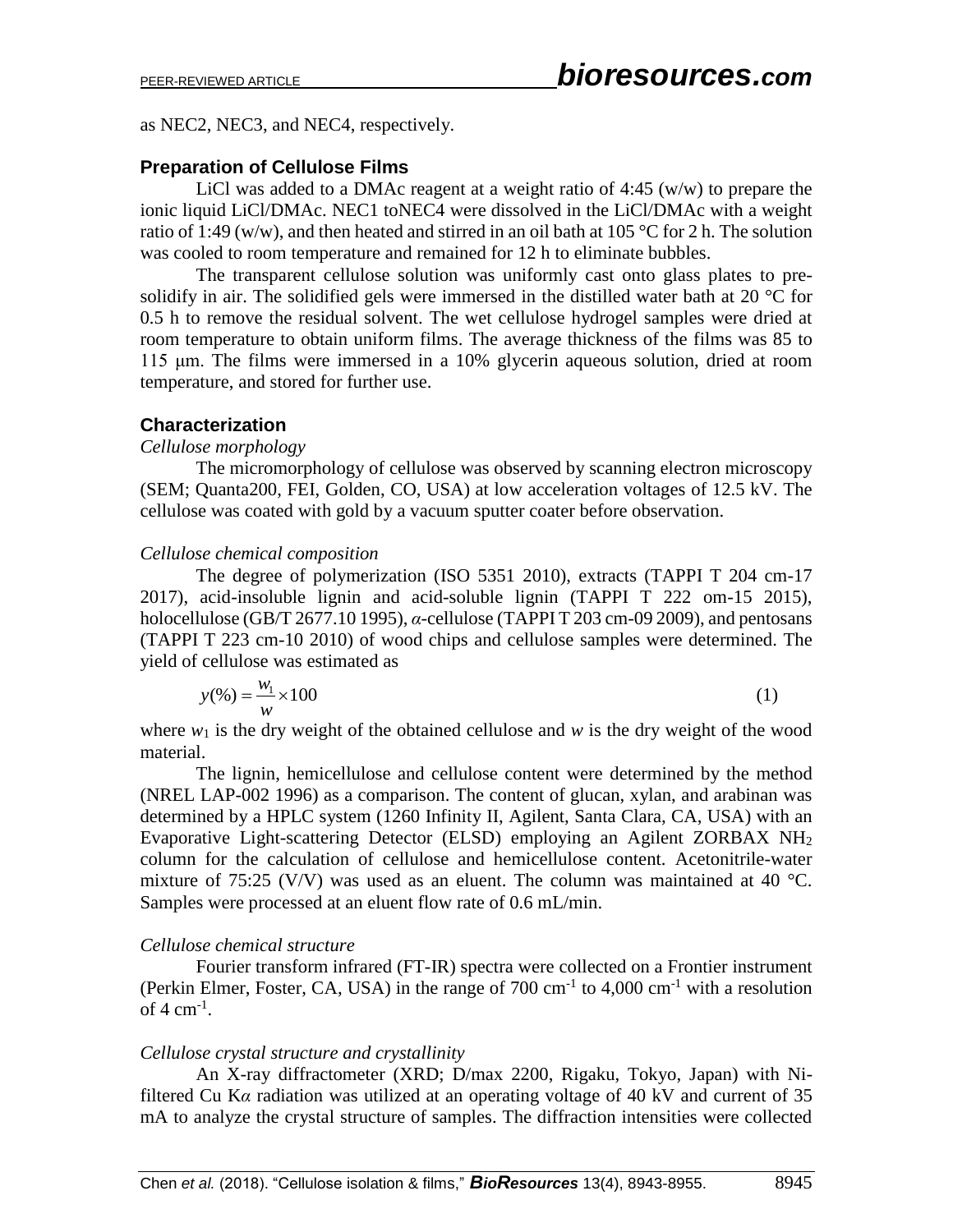as NEC2, NEC3, and NEC4, respectively.

### Preparation of Cellulose Films

LiCl was added to a DMAc reagent at a weight ratio of 4:45 (w/w) to prepare the ionic liquid LiCl/DMAc. NEC1 toNEC4 were dissolved in the LiCl/DMAc with a weight ratio of 1:49 (w/w), and then heated and stirred in an oil bath at 105 °C for 2 h. The solution was cooled to room temperature and remained for 12 h to eliminate bubbles.

The transparent cellulose solution was uniformly cast onto glass plates to pre-solidify in air. The solidified gels were immersed in the distilled water bath at 20 °C for 0.5 h to remove the residual solvent. The wet cellulose hydrogel samples were dried at room temperature to obtain uniform films. The average thickness of the films was 85 to 115 μm. The films were immersed in a 10% glycerin aqueous solution, dried at room temperature, and stored for further use.

### Characterization

*Cellulose morphology*

The micromorphology of cellulose was observed by scanning electron microscopy (SEM; Quanta200, FEI, Golden, CO, USA) at low acceleration voltages of 12.5 kV. The cellulose was coated with gold by a vacuum sputter coater before observation.

*Cellulose chemical composition*

The degree of polymerization (ISO 5351 2010), extracts (TAPPI T 204 cm-17 2017), acid-insoluble lignin and acid-soluble lignin (TAPPI T 222 om-15 2015), holocellulose (GB/T 2677.10 1995), *α*-cellulose (TAPPI T 203 cm-09 2009), and pentosans (TAPPI T 223 cm-10 2010) of wood chips and cellulose samples were determined. The yield of cellulose was estimated as

$$y(\%) = \frac{w_1}{w} \times 100 \tag{1}$$

where $w_1$ is the dry weight of the obtained cellulose and $w$ is the dry weight of the wood material.

The lignin, hemicellulose and cellulose content were determined by the method (NREL LAP-002 1996) as a comparison. The content of glucan, xylan, and arabinan was determined by a HPLC system (1260 Infinity II, Agilent, Santa Clara, CA, USA) with an Evaporative Light-scattering Detector (ELSD) employing an Agilent ZORBAX $NH_2$ column for the calculation of cellulose and hemicellulose content. Acetonitrile-water mixture of 75:25 (V/V) was used as an eluent. The column was maintained at 40 °C. Samples were processed at an eluent flow rate of 0.6 mL/min.

*Cellulose chemical structure*

Fourier transform infrared (FT-IR) spectra were collected on a Frontier instrument (Perkin Elmer, Foster, CA, USA) in the range of 700 $cm^{-1}$ to 4,000 $cm^{-1}$ with a resolution of 4 $cm^{-1}$.

*Cellulose crystal structure and crystallinity*

An X-ray diffractometer (XRD; D/max 2200, Rigaku, Tokyo, Japan) with Ni-filtered Cu K*α* radiation was utilized at an operating voltage of 40 kV and current of 35 mA to analyze the crystal structure of samples. The diffraction intensities were collected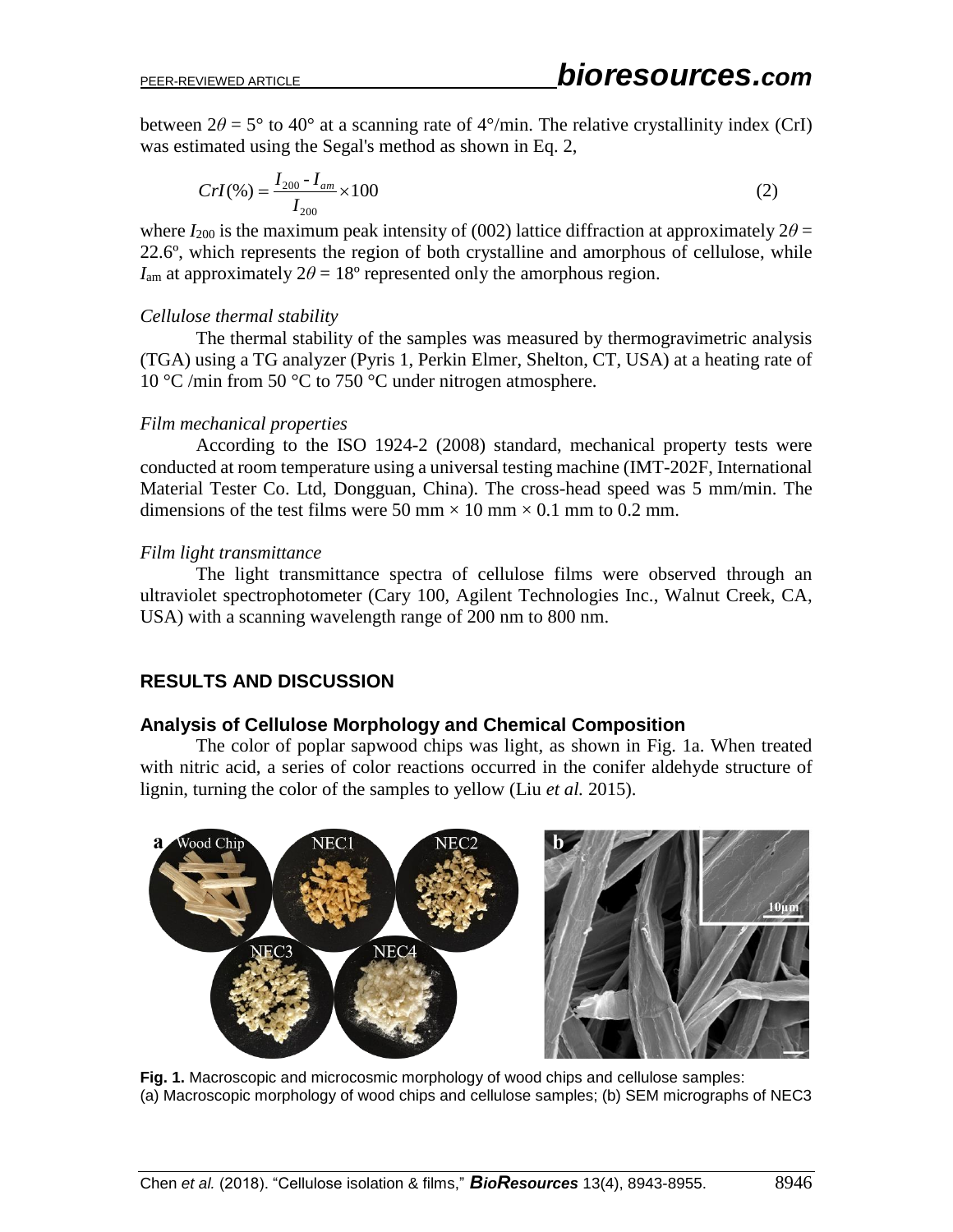between $2\theta = 5°$ to $40°$ at a scanning rate of 4°/min. The relative crystallinity index (CrI) was estimated using the Segal's method as shown in Eq. 2,

$$CrI(\%) = \frac{I_{200} - I_{am}}{I_{200}} \times 100 \tag{2}$$

where $I_{200}$ is the maximum peak intensity of (002) lattice diffraction at approximately $2\theta = 22.6°$, which represents the region of both crystalline and amorphous of cellulose, while $I_{am}$ at approximately $2\theta = 18°$ represented only the amorphous region.

*Cellulose thermal stability*

The thermal stability of the samples was measured by thermogravimetric analysis (TGA) using a TG analyzer (Pyris 1, Perkin Elmer, Shelton, CT, USA) at a heating rate of 10 °C /min from 50 °C to 750 °C under nitrogen atmosphere.

*Film mechanical properties*

According to the ISO 1924-2 (2008) standard, mechanical property tests were conducted at room temperature using a universal testing machine (IMT-202F, International Material Tester Co. Ltd, Dongguan, China). The cross-head speed was 5 mm/min. The dimensions of the test films were 50 mm × 10 mm × 0.1 mm to 0.2 mm.

*Film light transmittance*

The light transmittance spectra of cellulose films were observed through an ultraviolet spectrophotometer (Cary 100, Agilent Technologies Inc., Walnut Creek, CA, USA) with a scanning wavelength range of 200 nm to 800 nm.

## RESULTS AND DISCUSSION

### Analysis of Cellulose Morphology and Chemical Composition

The color of poplar sapwood chips was light, as shown in Fig. 1a. When treated with nitric acid, a series of color reactions occurred in the conifer aldehyde structure of lignin, turning the color of the samples to yellow (Liu *et al.* 2015).

**Fig. 1.** Macroscopic and microcosmic morphology of wood chips and cellulose samples: (a) Macroscopic morphology of wood chips and cellulose samples; (b) SEM micrographs of NEC3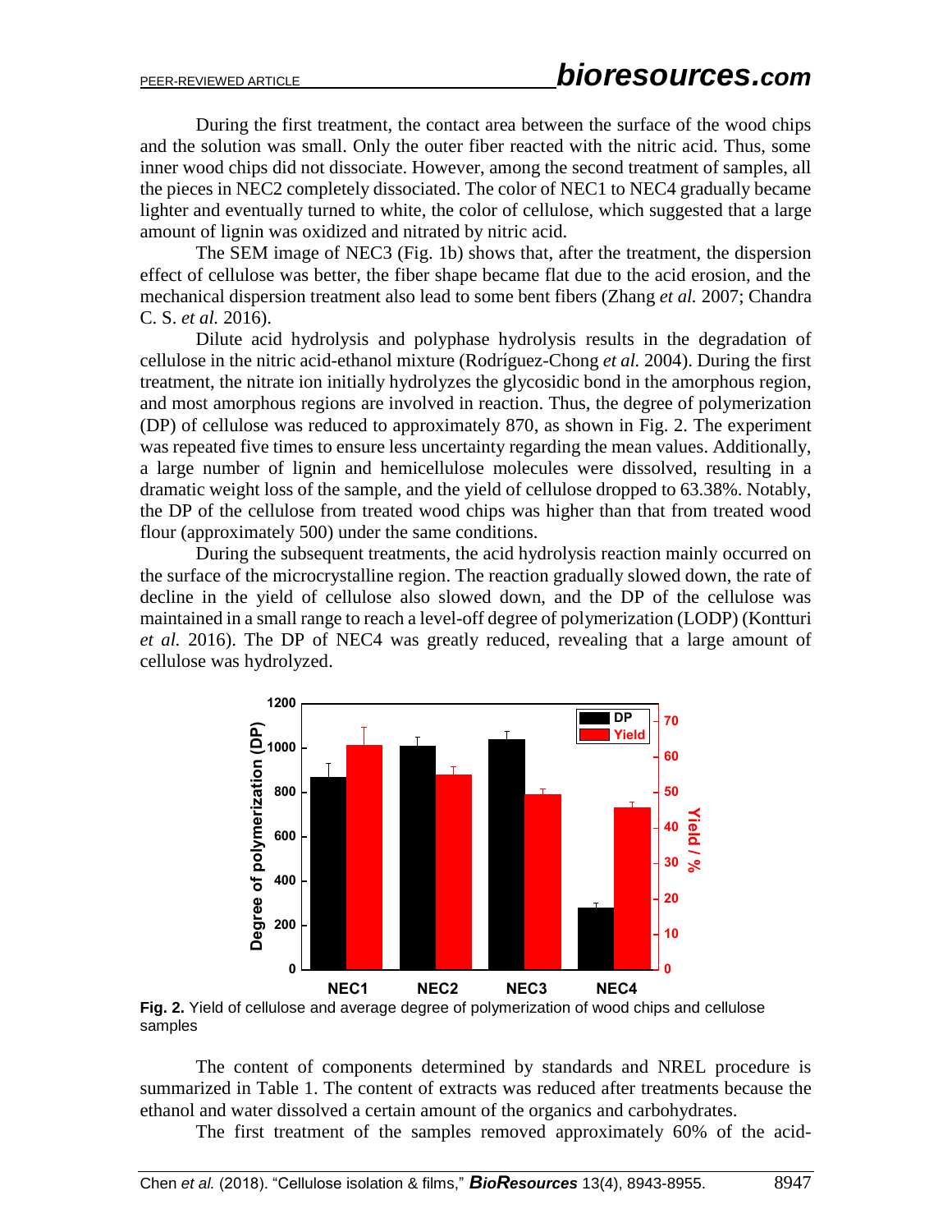During the first treatment, the contact area between the surface of the wood chips and the solution was small. Only the outer fiber reacted with the nitric acid. Thus, some inner wood chips did not dissociate. However, among the second treatment of samples, all the pieces in NEC2 completely dissociated. The color of NEC1 to NEC4 gradually became lighter and eventually turned to white, the color of cellulose, which suggested that a large amount of lignin was oxidized and nitrated by nitric acid.

The SEM image of NEC3 (Fig. 1b) shows that, after the treatment, the dispersion effect of cellulose was better, the fiber shape became flat due to the acid erosion, and the mechanical dispersion treatment also lead to some bent fibers (Zhang *et al.* 2007; Chandra C. S. *et al.* 2016).

Dilute acid hydrolysis and polyphase hydrolysis results in the degradation of cellulose in the nitric acid-ethanol mixture (Rodríguez-Chong *et al.* 2004). During the first treatment, the nitrate ion initially hydrolyzes the glycosidic bond in the amorphous region, and most amorphous regions are involved in reaction. Thus, the degree of polymerization (DP) of cellulose was reduced to approximately 870, as shown in Fig. 2. The experiment was repeated five times to ensure less uncertainty regarding the mean values. Additionally, a large number of lignin and hemicellulose molecules were dissolved, resulting in a dramatic weight loss of the sample, and the yield of cellulose dropped to 63.38%. Notably, the DP of the cellulose from treated wood chips was higher than that from treated wood flour (approximately 500) under the same conditions.

During the subsequent treatments, the acid hydrolysis reaction mainly occurred on the surface of the microcrystalline region. The reaction gradually slowed down, the rate of decline in the yield of cellulose also slowed down, and the DP of the cellulose was maintained in a small range to reach a level-off degree of polymerization (LODP) (Kontturi *et al.* 2016). The DP of NEC4 was greatly reduced, revealing that a large amount of cellulose was hydrolyzed.

**Fig. 2.** Yield of cellulose and average degree of polymerization of wood chips and cellulose samples

The content of components determined by standards and NREL procedure is summarized in Table 1. The content of extracts was reduced after treatments because the ethanol and water dissolved a certain amount of the organics and carbohydrates.

The first treatment of the samples removed approximately 60% of the acid-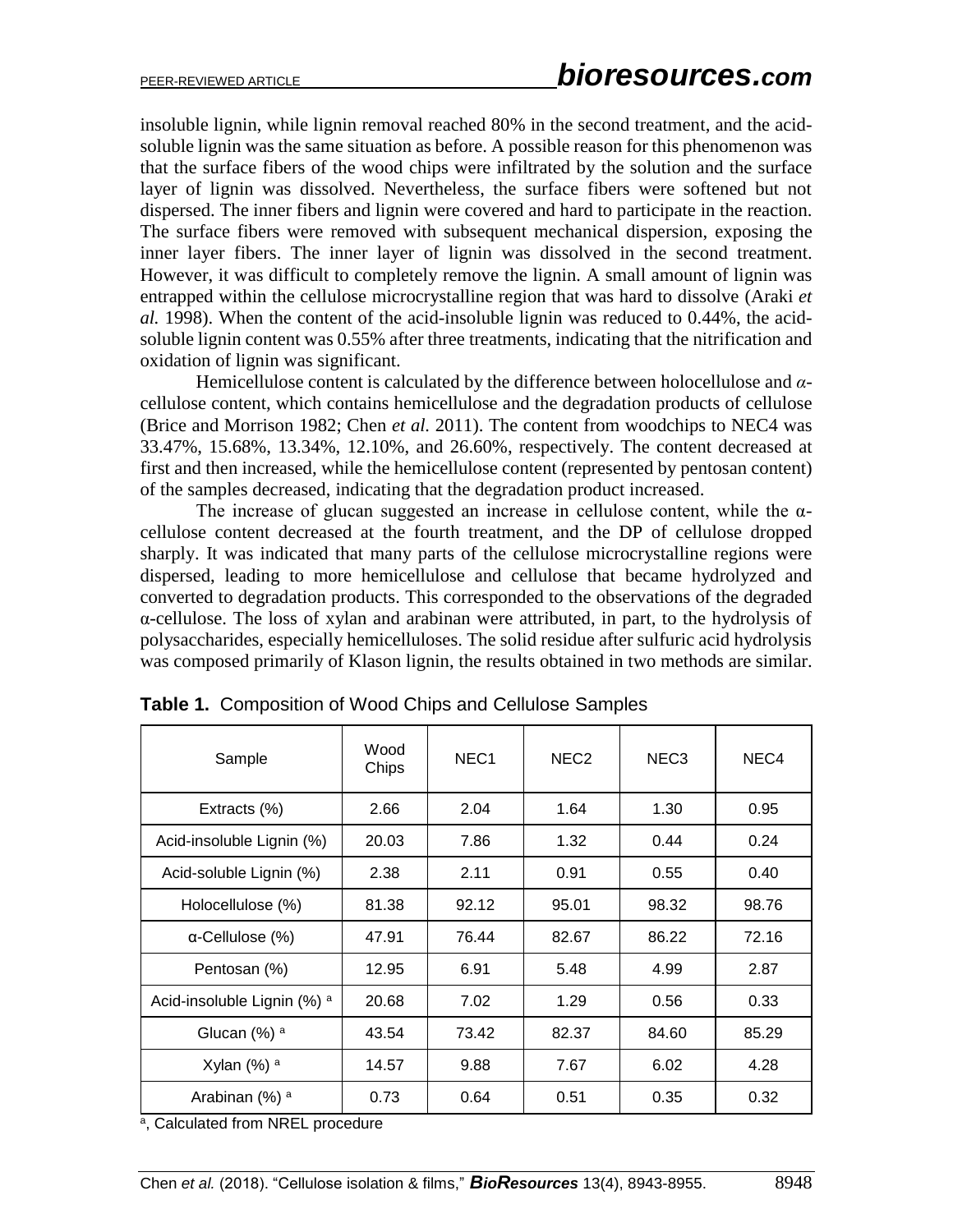insoluble lignin, while lignin removal reached 80% in the second treatment, and the acid-soluble lignin was the same situation as before. A possible reason for this phenomenon was that the surface fibers of the wood chips were infiltrated by the solution and the surface layer of lignin was dissolved. Nevertheless, the surface fibers were softened but not dispersed. The inner fibers and lignin were covered and hard to participate in the reaction. The surface fibers were removed with subsequent mechanical dispersion, exposing the inner layer fibers. The inner layer of lignin was dissolved in the second treatment. However, it was difficult to completely remove the lignin. A small amount of lignin was entrapped within the cellulose microcrystalline region that was hard to dissolve (Araki *et al.* 1998). When the content of the acid-insoluble lignin was reduced to 0.44%, the acid-soluble lignin content was 0.55% after three treatments, indicating that the nitrification and oxidation of lignin was significant.

Hemicellulose content is calculated by the difference between holocellulose and *α*-cellulose content, which contains hemicellulose and the degradation products of cellulose (Brice and Morrison 1982; Chen *et al.* 2011). The content from woodchips to NEC4 was 33.47%, 15.68%, 13.34%, 12.10%, and 26.60%, respectively. The content decreased at first and then increased, while the hemicellulose content (represented by pentosan content) of the samples decreased, indicating that the degradation product increased.

The increase of glucan suggested an increase in cellulose content, while the α-cellulose content decreased at the fourth treatment, and the DP of cellulose dropped sharply. It was indicated that many parts of the cellulose microcrystalline regions were dispersed, leading to more hemicellulose and cellulose that became hydrolyzed and converted to degradation products. This corresponded to the observations of the degraded α-cellulose. The loss of xylan and arabinan were attributed, in part, to the hydrolysis of polysaccharides, especially hemicelluloses. The solid residue after sulfuric acid hydrolysis was composed primarily of Klason lignin, the results obtained in two methods are similar.

**Table 1.** Composition of Wood Chips and Cellulose Samples

| Sample | Wood Chips | NEC1 | NEC2 | NEC3 | NEC4 |
|---|---|---|---|---|---|
| Extracts (%) | 2.66 | 2.04 | 1.64 | 1.30 | 0.95 |
| Acid-insoluble Lignin (%) | 20.03 | 7.86 | 1.32 | 0.44 | 0.24 |
| Acid-soluble Lignin (%) | 2.38 | 2.11 | 0.91 | 0.55 | 0.40 |
| Holocellulose (%) | 81.38 | 92.12 | 95.01 | 98.32 | 98.76 |
| α-Cellulose (%) | 47.91 | 76.44 | 82.67 | 86.22 | 72.16 |
| Pentosan (%) | 12.95 | 6.91 | 5.48 | 4.99 | 2.87 |
| Acid-insoluble Lignin (%) [a] | 20.68 | 7.02 | 1.29 | 0.56 | 0.33 |
| Glucan (%) [a] | 43.54 | 73.42 | 82.37 | 84.60 | 85.29 |
| Xylan (%) [a] | 14.57 | 9.88 | 7.67 | 6.02 | 4.28 |
| Arabinan (%) [a] | 0.73 | 0.64 | 0.51 | 0.35 | 0.32 |

[a], Calculated from NREL procedure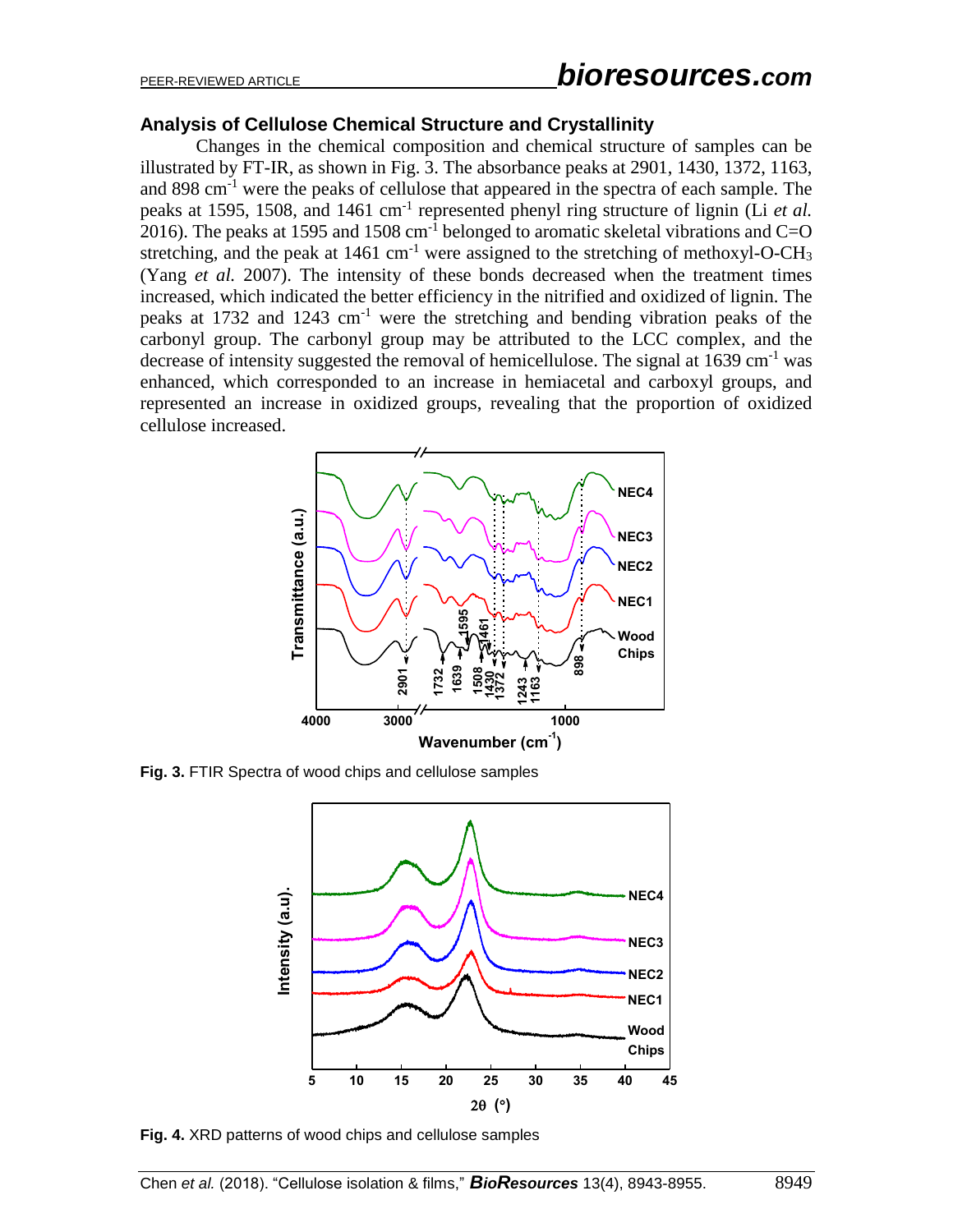### Analysis of Cellulose Chemical Structure and Crystallinity

Changes in the chemical composition and chemical structure of samples can be illustrated by FT-IR, as shown in Fig. 3. The absorbance peaks at 2901, 1430, 1372, 1163, and 898 $cm^{-1}$ were the peaks of cellulose that appeared in the spectra of each sample. The peaks at 1595, 1508, and 1461 $cm^{-1}$ represented phenyl ring structure of lignin (Li *et al.* 2016). The peaks at 1595 and 1508 $cm^{-1}$ belonged to aromatic skeletal vibrations and C=O stretching, and the peak at 1461 $cm^{-1}$ were assigned to the stretching of methoxyl-O-$CH_3$ (Yang *et al.* 2007). The intensity of these bonds decreased when the treatment times increased, which indicated the better efficiency in the nitrified and oxidized of lignin. The peaks at 1732 and 1243 $cm^{-1}$ were the stretching and bending vibration peaks of the carbonyl group. The carbonyl group may be attributed to the LCC complex, and the decrease of intensity suggested the removal of hemicellulose. The signal at 1639 $cm^{-1}$ was enhanced, which corresponded to an increase in hemiacetal and carboxyl groups, and represented an increase in oxidized groups, revealing that the proportion of oxidized cellulose increased.

**Fig. 3.** FTIR Spectra of wood chips and cellulose samples

**Fig. 4.** XRD patterns of wood chips and cellulose samples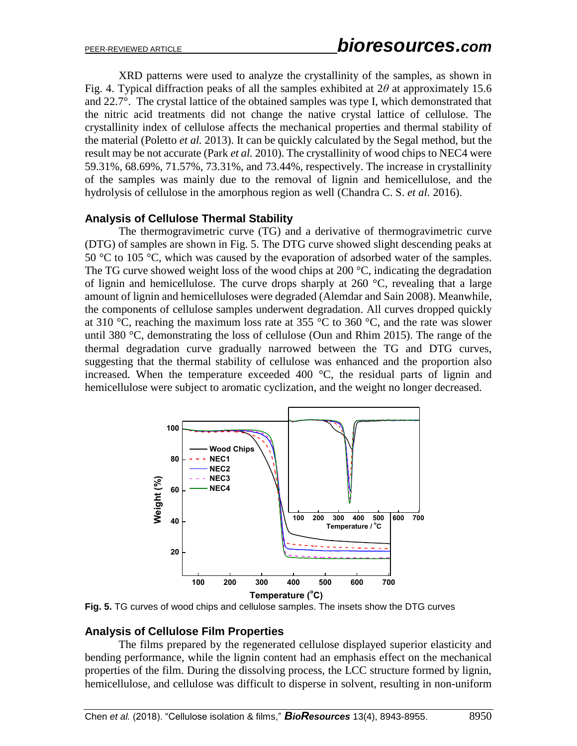XRD patterns were used to analyze the crystallinity of the samples, as shown in Fig. 4. Typical diffraction peaks of all the samples exhibited at $2\theta$ at approximately 15.6 and 22.7°. The crystal lattice of the obtained samples was type I, which demonstrated that the nitric acid treatments did not change the native crystal lattice of cellulose. The crystallinity index of cellulose affects the mechanical properties and thermal stability of the material (Poletto *et al.* 2013). It can be quickly calculated by the Segal method, but the result may be not accurate (Park *et al.* 2010). The crystallinity of wood chips to NEC4 were 59.31%, 68.69%, 71.57%, 73.31%, and 73.44%, respectively. The increase in crystallinity of the samples was mainly due to the removal of lignin and hemicellulose, and the hydrolysis of cellulose in the amorphous region as well (Chandra C. S. *et al.* 2016).

## Analysis of Cellulose Thermal Stability

The thermogravimetric curve (TG) and a derivative of thermogravimetric curve (DTG) of samples are shown in Fig. 5. The DTG curve showed slight descending peaks at 50 °C to 105 °C, which was caused by the evaporation of adsorbed water of the samples. The TG curve showed weight loss of the wood chips at 200 °C, indicating the degradation of lignin and hemicellulose. The curve drops sharply at 260 °C, revealing that a large amount of lignin and hemicelluloses were degraded (Alemdar and Sain 2008). Meanwhile, the components of cellulose samples underwent degradation. All curves dropped quickly at 310 °C, reaching the maximum loss rate at 355 °C to 360 °C, and the rate was slower until 380 °C, demonstrating the loss of cellulose (Oun and Rhim 2015). The range of the thermal degradation curve gradually narrowed between the TG and DTG curves, suggesting that the thermal stability of cellulose was enhanced and the proportion also increased. When the temperature exceeded 400 °C, the residual parts of lignin and hemicellulose were subject to aromatic cyclization, and the weight no longer decreased.

**Fig. 5.** TG curves of wood chips and cellulose samples. The insets show the DTG curves

## Analysis of Cellulose Film Properties

The films prepared by the regenerated cellulose displayed superior elasticity and bending performance, while the lignin content had an emphasis effect on the mechanical properties of the film. During the dissolving process, the LCC structure formed by lignin, hemicellulose, and cellulose was difficult to disperse in solvent, resulting in non-uniform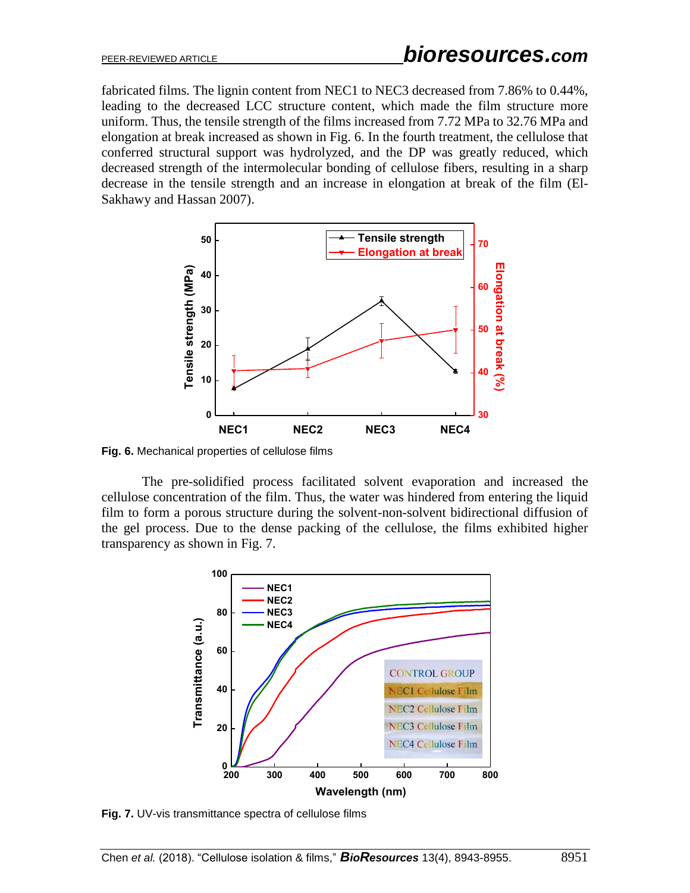fabricated films. The lignin content from NEC1 to NEC3 decreased from 7.86% to 0.44%, leading to the decreased LCC structure content, which made the film structure more uniform. Thus, the tensile strength of the films increased from 7.72 MPa to 32.76 MPa and elongation at break increased as shown in Fig. 6. In the fourth treatment, the cellulose that conferred structural support was hydrolyzed, and the DP was greatly reduced, which decreased strength of the intermolecular bonding of cellulose fibers, resulting in a sharp decrease in the tensile strength and an increase in elongation at break of the film (El-Sakhawy and Hassan 2007).

**Fig. 6.** Mechanical properties of cellulose films

The pre-solidified process facilitated solvent evaporation and increased the cellulose concentration of the film. Thus, the water was hindered from entering the liquid film to form a porous structure during the solvent-non-solvent bidirectional diffusion of the gel process. Due to the dense packing of the cellulose, the films exhibited higher transparency as shown in Fig. 7.

**Fig. 7.** UV-vis transmittance spectra of cellulose films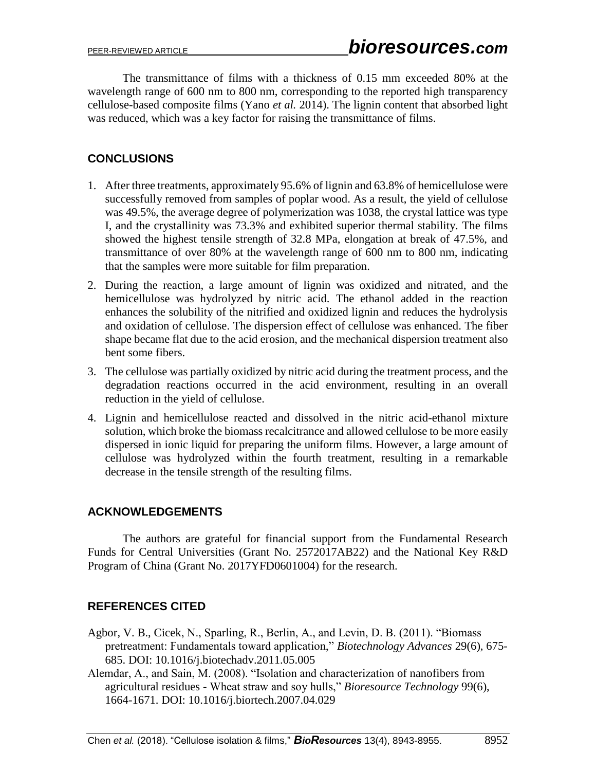The transmittance of films with a thickness of 0.15 mm exceeded 80% at the wavelength range of 600 nm to 800 nm, corresponding to the reported high transparency cellulose-based composite films (Yano *et al.* 2014). The lignin content that absorbed light was reduced, which was a key factor for raising the transmittance of films.

## CONCLUSIONS

1. After three treatments, approximately 95.6% of lignin and 63.8% of hemicellulose were successfully removed from samples of poplar wood. As a result, the yield of cellulose was 49.5%, the average degree of polymerization was 1038, the crystal lattice was type I, and the crystallinity was 73.3% and exhibited superior thermal stability. The films showed the highest tensile strength of 32.8 MPa, elongation at break of 47.5%, and transmittance of over 80% at the wavelength range of 600 nm to 800 nm, indicating that the samples were more suitable for film preparation.
2. During the reaction, a large amount of lignin was oxidized and nitrated, and the hemicellulose was hydrolyzed by nitric acid. The ethanol added in the reaction enhances the solubility of the nitrified and oxidized lignin and reduces the hydrolysis and oxidation of cellulose. The dispersion effect of cellulose was enhanced. The fiber shape became flat due to the acid erosion, and the mechanical dispersion treatment also bent some fibers.
3. The cellulose was partially oxidized by nitric acid during the treatment process, and the degradation reactions occurred in the acid environment, resulting in an overall reduction in the yield of cellulose.
4. Lignin and hemicellulose reacted and dissolved in the nitric acid-ethanol mixture solution, which broke the biomass recalcitrance and allowed cellulose to be more easily dispersed in ionic liquid for preparing the uniform films. However, a large amount of cellulose was hydrolyzed within the fourth treatment, resulting in a remarkable decrease in the tensile strength of the resulting films.

## ACKNOWLEDGEMENTS

The authors are grateful for financial support from the Fundamental Research Funds for Central Universities (Grant No. 2572017AB22) and the National Key R&D Program of China (Grant No. 2017YFD0601004) for the research.

## REFERENCES CITED

Agbor, V. B., Cicek, N., Sparling, R., Berlin, A., and Levin, D. B. (2011). "Biomass pretreatment: Fundamentals toward application," *Biotechnology Advances* 29(6), 675-685. DOI: 10.1016/j.biotechadv.2011.05.005

Alemdar, A., and Sain, M. (2008). "Isolation and characterization of nanofibers from agricultural residues - Wheat straw and soy hulls," *Bioresource Technology* 99(6), 1664-1671. DOI: 10.1016/j.biortech.2007.04.029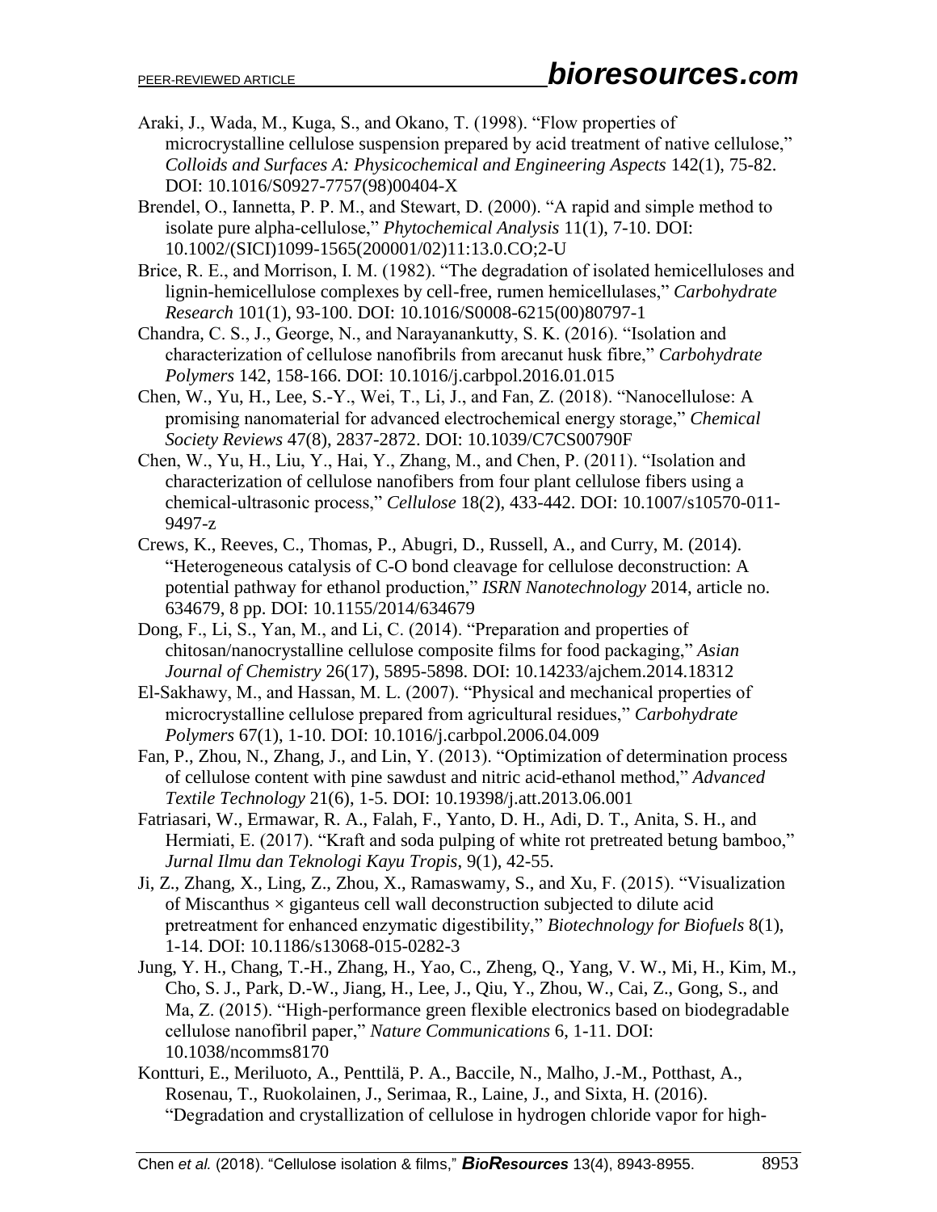Araki, J., Wada, M., Kuga, S., and Okano, T. (1998). "Flow properties of microcrystalline cellulose suspension prepared by acid treatment of native cellulose," *Colloids and Surfaces A: Physicochemical and Engineering Aspects* 142(1), 75-82. DOI: 10.1016/S0927-7757(98)00404-X

Brendel, O., Iannetta, P. P. M., and Stewart, D. (2000). "A rapid and simple method to isolate pure alpha-cellulose," *Phytochemical Analysis* 11(1), 7-10. DOI: 10.1002/(SICI)1099-1565(200001/02)11:13.0.CO;2-U

Brice, R. E., and Morrison, I. M. (1982). "The degradation of isolated hemicelluloses and lignin-hemicellulose complexes by cell-free, rumen hemicellulases," *Carbohydrate Research* 101(1), 93-100. DOI: 10.1016/S0008-6215(00)80797-1

Chandra, C. S., J., George, N., and Narayanankutty, S. K. (2016). "Isolation and characterization of cellulose nanofibrils from arecanut husk fibre," *Carbohydrate Polymers* 142, 158-166. DOI: 10.1016/j.carbpol.2016.01.015

Chen, W., Yu, H., Lee, S.-Y., Wei, T., Li, J., and Fan, Z. (2018). "Nanocellulose: A promising nanomaterial for advanced electrochemical energy storage," *Chemical Society Reviews* 47(8), 2837-2872. DOI: 10.1039/C7CS00790F

Chen, W., Yu, H., Liu, Y., Hai, Y., Zhang, M., and Chen, P. (2011). "Isolation and characterization of cellulose nanofibers from four plant cellulose fibers using a chemical-ultrasonic process," *Cellulose* 18(2), 433-442. DOI: 10.1007/s10570-011-9497-z

Crews, K., Reeves, C., Thomas, P., Abugri, D., Russell, A., and Curry, M. (2014). "Heterogeneous catalysis of C-O bond cleavage for cellulose deconstruction: A potential pathway for ethanol production," *ISRN Nanotechnology* 2014, article no. 634679, 8 pp. DOI: 10.1155/2014/634679

Dong, F., Li, S., Yan, M., and Li, C. (2014). "Preparation and properties of chitosan/nanocrystalline cellulose composite films for food packaging," *Asian Journal of Chemistry* 26(17), 5895-5898. DOI: 10.14233/ajchem.2014.18312

El-Sakhawy, M., and Hassan, M. L. (2007). "Physical and mechanical properties of microcrystalline cellulose prepared from agricultural residues," *Carbohydrate Polymers* 67(1), 1-10. DOI: 10.1016/j.carbpol.2006.04.009

Fan, P., Zhou, N., Zhang, J., and Lin, Y. (2013). "Optimization of determination process of cellulose content with pine sawdust and nitric acid-ethanol method," *Advanced Textile Technology* 21(6), 1-5. DOI: 10.19398/j.att.2013.06.001

Fatriasari, W., Ermawar, R. A., Falah, F., Yanto, D. H., Adi, D. T., Anita, S. H., and Hermiati, E. (2017). "Kraft and soda pulping of white rot pretreated betung bamboo," *Jurnal Ilmu dan Teknologi Kayu Tropis*, 9(1), 42-55.

Ji, Z., Zhang, X., Ling, Z., Zhou, X., Ramaswamy, S., and Xu, F. (2015). "Visualization of Miscanthus × giganteus cell wall deconstruction subjected to dilute acid pretreatment for enhanced enzymatic digestibility," *Biotechnology for Biofuels* 8(1), 1-14. DOI: 10.1186/s13068-015-0282-3

Jung, Y. H., Chang, T.-H., Zhang, H., Yao, C., Zheng, Q., Yang, V. W., Mi, H., Kim, M., Cho, S. J., Park, D.-W., Jiang, H., Lee, J., Qiu, Y., Zhou, W., Cai, Z., Gong, S., and Ma, Z. (2015). "High-performance green flexible electronics based on biodegradable cellulose nanofibril paper," *Nature Communications* 6, 1-11. DOI: 10.1038/ncomms8170

Kontturi, E., Meriluoto, A., Penttilä, P. A., Baccile, N., Malho, J.-M., Potthast, A., Rosenau, T., Ruokolainen, J., Serimaa, R., Laine, J., and Sixta, H. (2016). "Degradation and crystallization of cellulose in hydrogen chloride vapor for high-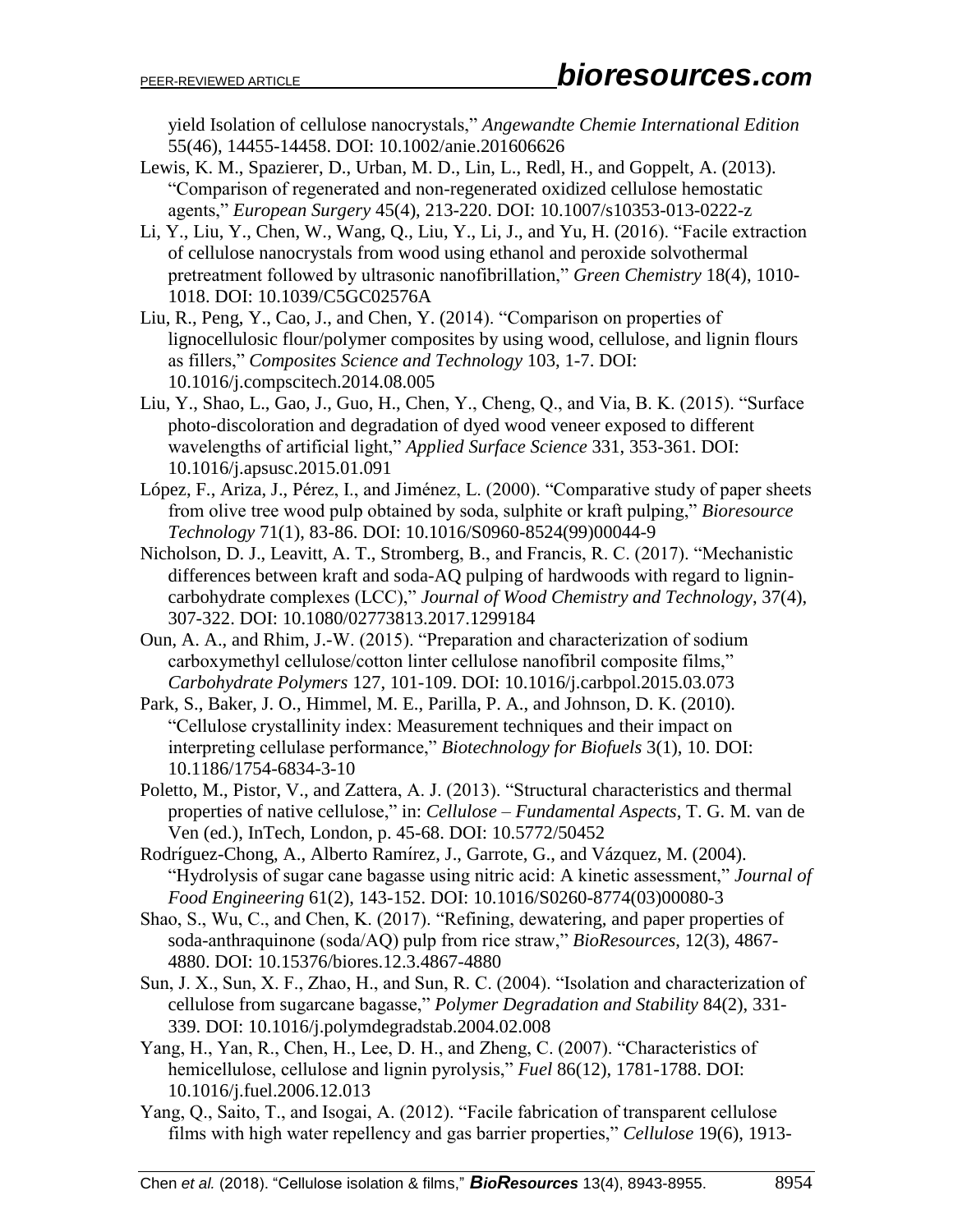yield Isolation of cellulose nanocrystals," *Angewandte Chemie International Edition* 55(46), 14455-14458. DOI: 10.1002/anie.201606626

Lewis, K. M., Spazierer, D., Urban, M. D., Lin, L., Redl, H., and Goppelt, A. (2013). "Comparison of regenerated and non-regenerated oxidized cellulose hemostatic agents," *European Surgery* 45(4), 213-220. DOI: 10.1007/s10353-013-0222-z

Li, Y., Liu, Y., Chen, W., Wang, Q., Liu, Y., Li, J., and Yu, H. (2016). "Facile extraction of cellulose nanocrystals from wood using ethanol and peroxide solvothermal pretreatment followed by ultrasonic nanofibrillation," *Green Chemistry* 18(4), 1010-1018. DOI: 10.1039/C5GC02576A

Liu, R., Peng, Y., Cao, J., and Chen, Y. (2014). "Comparison on properties of lignocellulosic flour/polymer composites by using wood, cellulose, and lignin flours as fillers," *Composites Science and Technology* 103, 1-7. DOI: 10.1016/j.compscitech.2014.08.005

Liu, Y., Shao, L., Gao, J., Guo, H., Chen, Y., Cheng, Q., and Via, B. K. (2015). "Surface photo-discoloration and degradation of dyed wood veneer exposed to different wavelengths of artificial light," *Applied Surface Science* 331, 353-361. DOI: 10.1016/j.apsusc.2015.01.091

López, F., Ariza, J., Pérez, I., and Jiménez, L. (2000). "Comparative study of paper sheets from olive tree wood pulp obtained by soda, sulphite or kraft pulping," *Bioresource Technology* 71(1), 83-86. DOI: 10.1016/S0960-8524(99)00044-9

Nicholson, D. J., Leavitt, A. T., Stromberg, B., and Francis, R. C. (2017). "Mechanistic differences between kraft and soda-AQ pulping of hardwoods with regard to lignin-carbohydrate complexes (LCC)," *Journal of Wood Chemistry and Technology*, 37(4), 307-322. DOI: 10.1080/02773813.2017.1299184

Oun, A. A., and Rhim, J.-W. (2015). "Preparation and characterization of sodium carboxymethyl cellulose/cotton linter cellulose nanofibril composite films," *Carbohydrate Polymers* 127, 101-109. DOI: 10.1016/j.carbpol.2015.03.073

Park, S., Baker, J. O., Himmel, M. E., Parilla, P. A., and Johnson, D. K. (2010). "Cellulose crystallinity index: Measurement techniques and their impact on interpreting cellulase performance," *Biotechnology for Biofuels* 3(1), 10. DOI: 10.1186/1754-6834-3-10

Poletto, M., Pistor, V., and Zattera, A. J. (2013). "Structural characteristics and thermal properties of native cellulose," in: *Cellulose – Fundamental Aspects*, T. G. M. van de Ven (ed.), InTech, London, p. 45-68. DOI: 10.5772/50452

Rodríguez-Chong, A., Alberto Ramírez, J., Garrote, G., and Vázquez, M. (2004). "Hydrolysis of sugar cane bagasse using nitric acid: A kinetic assessment," *Journal of Food Engineering* 61(2), 143-152. DOI: 10.1016/S0260-8774(03)00080-3

Shao, S., Wu, C., and Chen, K. (2017). "Refining, dewatering, and paper properties of soda-anthraquinone (soda/AQ) pulp from rice straw," *BioResources*, 12(3), 4867-4880. DOI: 10.15376/biores.12.3.4867-4880

Sun, J. X., Sun, X. F., Zhao, H., and Sun, R. C. (2004). "Isolation and characterization of cellulose from sugarcane bagasse," *Polymer Degradation and Stability* 84(2), 331-339. DOI: 10.1016/j.polymdegradstab.2004.02.008

Yang, H., Yan, R., Chen, H., Lee, D. H., and Zheng, C. (2007). "Characteristics of hemicellulose, cellulose and lignin pyrolysis," *Fuel* 86(12), 1781-1788. DOI: 10.1016/j.fuel.2006.12.013

Yang, Q., Saito, T., and Isogai, A. (2012). "Facile fabrication of transparent cellulose films with high water repellency and gas barrier properties," *Cellulose* 19(6), 1913-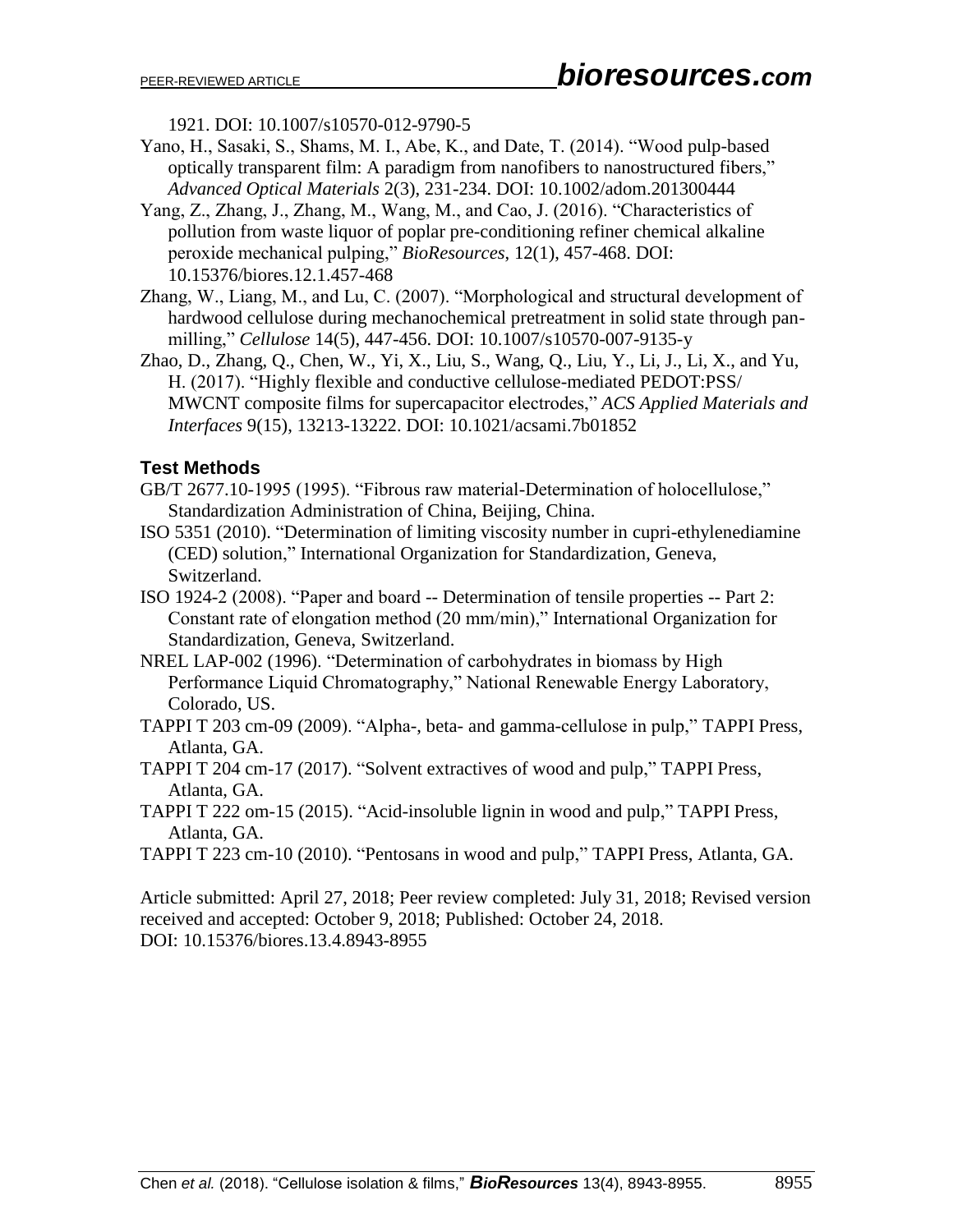1921. DOI: 10.1007/s10570-012-9790-5

Yano, H., Sasaki, S., Shams, M. I., Abe, K., and Date, T. (2014). "Wood pulp-based optically transparent film: A paradigm from nanofibers to nanostructured fibers," *Advanced Optical Materials* 2(3), 231-234. DOI: 10.1002/adom.201300444

Yang, Z., Zhang, J., Zhang, M., Wang, M., and Cao, J. (2016). "Characteristics of pollution from waste liquor of poplar pre-conditioning refiner chemical alkaline peroxide mechanical pulping," *BioResources*, 12(1), 457-468. DOI: 10.15376/biores.12.1.457-468

Zhang, W., Liang, M., and Lu, C. (2007). "Morphological and structural development of hardwood cellulose during mechanochemical pretreatment in solid state through pan-milling," *Cellulose* 14(5), 447-456. DOI: 10.1007/s10570-007-9135-y

Zhao, D., Zhang, Q., Chen, W., Yi, X., Liu, S., Wang, Q., Liu, Y., Li, J., Li, X., and Yu, H. (2017). "Highly flexible and conductive cellulose-mediated PEDOT:PSS/ MWCNT composite films for supercapacitor electrodes," *ACS Applied Materials and Interfaces* 9(15), 13213-13222. DOI: 10.1021/acsami.7b01852

### Test Methods

GB/T 2677.10-1995 (1995). "Fibrous raw material-Determination of holocellulose," Standardization Administration of China, Beijing, China.

ISO 5351 (2010). "Determination of limiting viscosity number in cupri-ethylenediamine (CED) solution," International Organization for Standardization, Geneva, Switzerland.

ISO 1924-2 (2008). "Paper and board -- Determination of tensile properties -- Part 2: Constant rate of elongation method (20 mm/min)," International Organization for Standardization, Geneva, Switzerland.

NREL LAP-002 (1996). "Determination of carbohydrates in biomass by High Performance Liquid Chromatography," National Renewable Energy Laboratory, Colorado, US.

TAPPI T 203 cm-09 (2009). "Alpha-, beta- and gamma-cellulose in pulp," TAPPI Press, Atlanta, GA.

TAPPI T 204 cm-17 (2017). "Solvent extractives of wood and pulp," TAPPI Press, Atlanta, GA.

TAPPI T 222 om-15 (2015). "Acid-insoluble lignin in wood and pulp," TAPPI Press, Atlanta, GA.

TAPPI T 223 cm-10 (2010). "Pentosans in wood and pulp," TAPPI Press, Atlanta, GA.

Article submitted: April 27, 2018; Peer review completed: July 31, 2018; Revised version received and accepted: October 9, 2018; Published: October 24, 2018.
DOI: 10.15376/biores.13.4.8943-8955